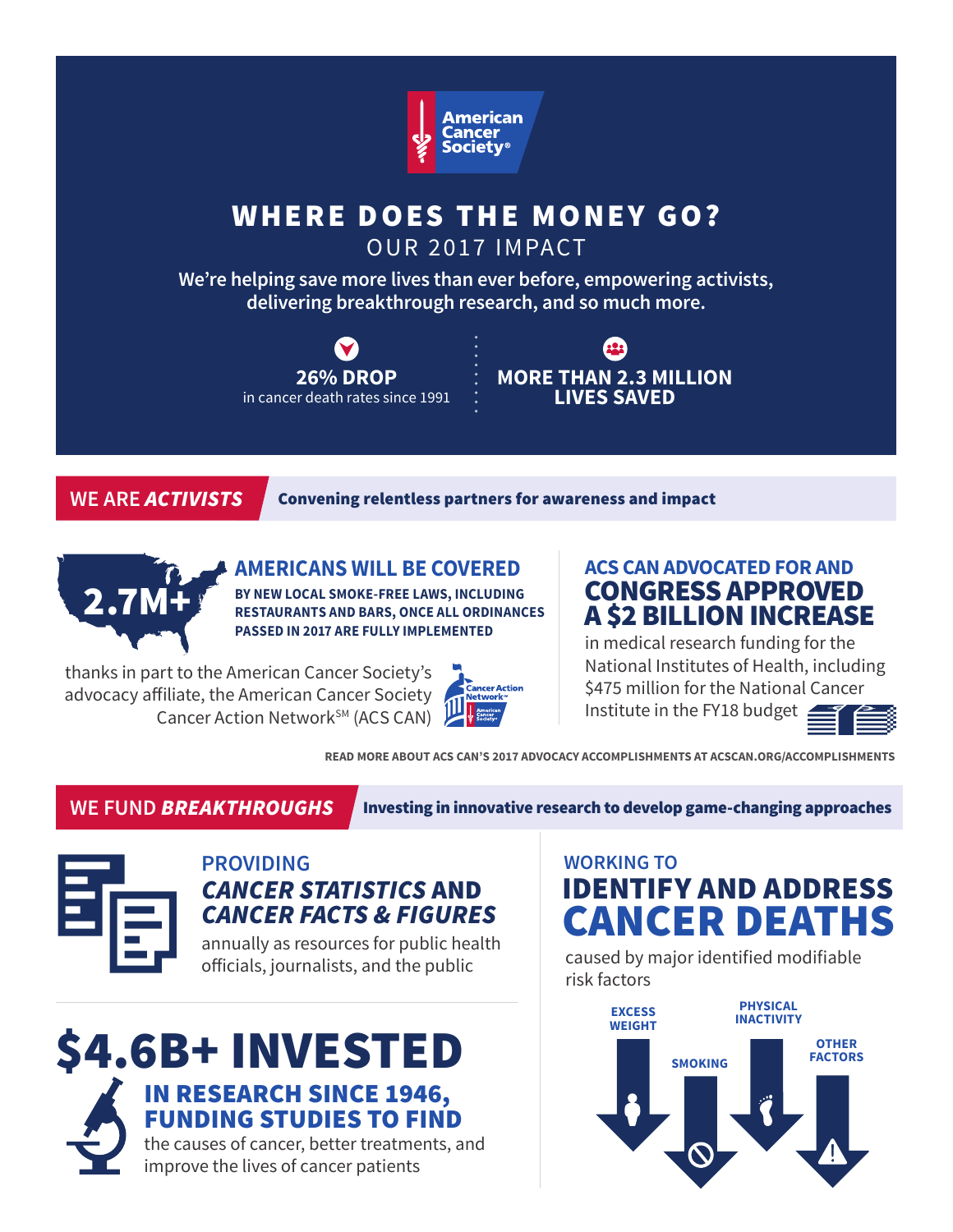American Cancer Society®

# WHERE DOES THE MONEY GO?

## OUR 2017 IMPACT

**We're helping save more lives than ever before, empowering activists, delivering breakthrough research, and so much more.**

**26% DROP**
in cancer death rates since 1991

**MORE THAN 2.3 MILLION LIVES SAVED**

## WE ARE *ACTIVISTS*

**Convening relentless partners for awareness and impact**

### 2.7M+ AMERICANS WILL BE COVERED

**BY NEW LOCAL SMOKE-FREE LAWS, INCLUDING RESTAURANTS AND BARS, ONCE ALL ORDINANCES PASSED IN 2017 ARE FULLY IMPLEMENTED**

thanks in part to the American Cancer Society's advocacy affiliate, the American Cancer Society Cancer Action Network[SM] (ACS CAN)

### ACS CAN ADVOCATED FOR AND CONGRESS APPROVED A $2 BILLION INCREASE

in medical research funding for the National Institutes of Health, including $475 million for the National Cancer Institute in the FY18 budget

READ MORE ABOUT ACS CAN'S 2017 ADVOCACY ACCOMPLISHMENTS AT ACSCAN.ORG/ACCOMPLISHMENTS

## WE FUND *BREAKTHROUGHS*

**Investing in innovative research to develop game-changing approaches**

### PROVIDING *CANCER STATISTICS* AND *CANCER FACTS & FIGURES*

annually as resources for public health officials, journalists, and the public

### $4.6B+ INVESTED IN RESEARCH SINCE 1946, FUNDING STUDIES TO FIND

the causes of cancer, better treatments, and improve the lives of cancer patients

### WORKING TO IDENTIFY AND ADDRESS CANCER DEATHS

caused by major identified modifiable risk factors

- EXCESS WEIGHT
- SMOKING
- PHYSICAL INACTIVITY
- OTHER FACTORS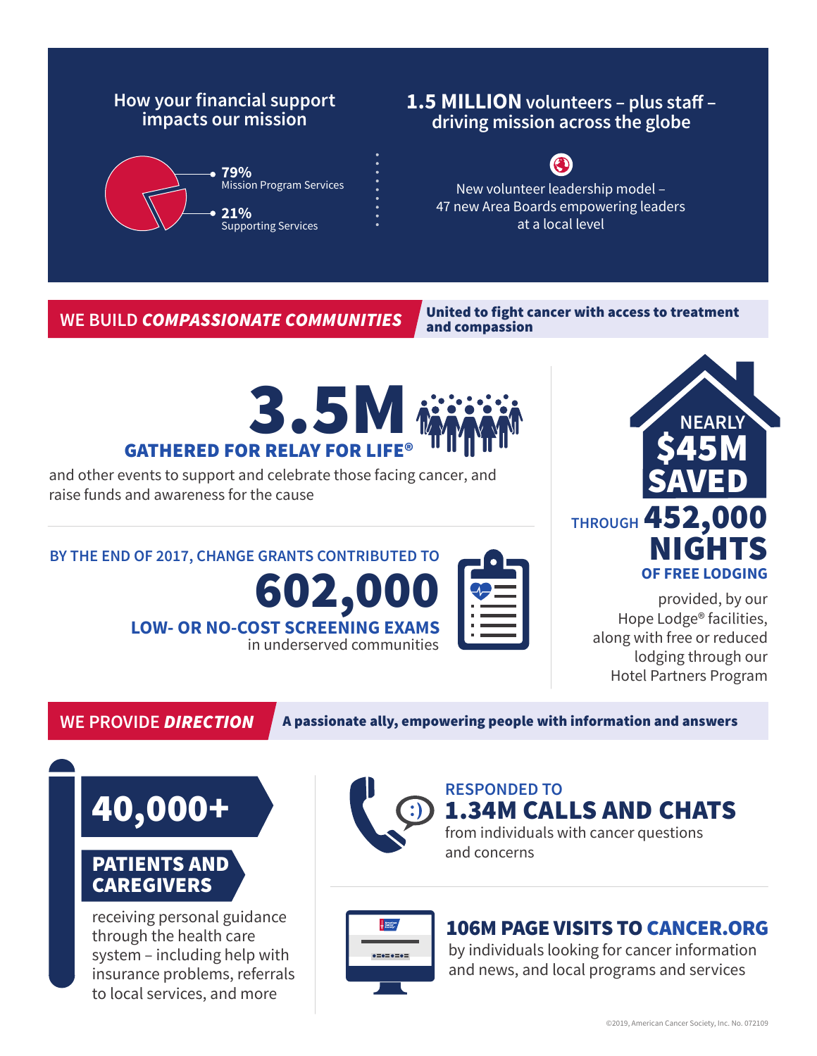## How your financial support impacts our mission

**79%**
Mission Program Services

**21%**
Supporting Services

## 1.5 MILLION volunteers – plus staff – driving mission across the globe

New volunteer leadership model – 47 new Area Boards empowering leaders at a local level

## WE BUILD *COMPASSIONATE COMMUNITIES*

**United to fight cancer with access to treatment and compassion**

# 3.5M

**GATHERED FOR RELAY FOR LIFE®**

and other events to support and celebrate those facing cancer, and raise funds and awareness for the cause

**BY THE END OF 2017, CHANGE GRANTS CONTRIBUTED TO**

# 602,000

**LOW- OR NO-COST SCREENING EXAMS**
in underserved communities

**NEARLY $45M SAVED**

**THROUGH 452,000 NIGHTS OF FREE LODGING**

provided, by our Hope Lodge® facilities, along with free or reduced lodging through our Hotel Partners Program

## WE PROVIDE *DIRECTION*

**A passionate ally, empowering people with information and answers**

# 40,000+

**PATIENTS AND CAREGIVERS**

receiving personal guidance through the health care system – including help with insurance problems, referrals to local services, and more

**RESPONDED TO**
**1.34M CALLS AND CHATS**
from individuals with cancer questions and concerns

**106M PAGE VISITS TO CANCER.ORG**
by individuals looking for cancer information and news, and local programs and services

©2019, American Cancer Society, Inc. No. 072109